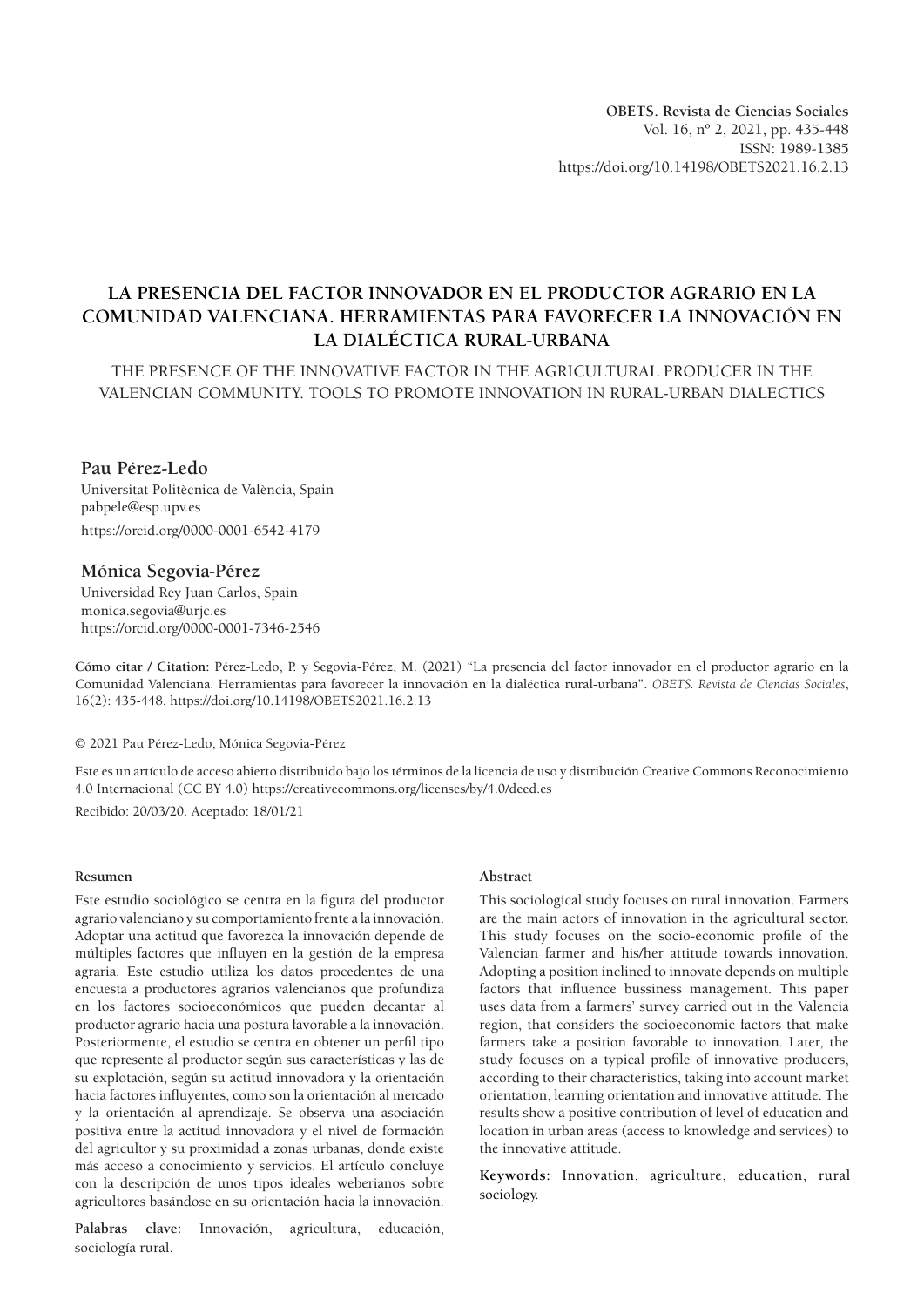OBETS. Revista de Ciencias Sociales
Vol. 16, nº 2, 2021, pp. 435-448
ISSN: 1989-1385
https://doi.org/10.14198/OBETS2021.16.2.13

# LA PRESENCIA DEL FACTOR INNOVADOR EN EL PRODUCTOR AGRARIO EN LA COMUNIDAD VALENCIANA. HERRAMIENTAS PARA FAVORECER LA INNOVACIÓN EN LA DIALÉCTICA RURAL-URBANA

THE PRESENCE OF THE INNOVATIVE FACTOR IN THE AGRICULTURAL PRODUCER IN THE VALENCIAN COMMUNITY. TOOLS TO PROMOTE INNOVATION IN RURAL-URBAN DIALECTICS

**Pau Pérez-Ledo**
Universitat Politècnica de València, Spain
pabpele@esp.upv.es
https://orcid.org/0000-0001-6542-4179

**Mónica Segovia-Pérez**
Universidad Rey Juan Carlos, Spain
monica.segovia@urjc.es
https://orcid.org/0000-0001-7346-2546

**Cómo citar / Citation:** Pérez-Ledo, P. y Segovia-Pérez, M. (2021) "La presencia del factor innovador en el productor agrario en la Comunidad Valenciana. Herramientas para favorecer la innovación en la dialéctica rural-urbana". *OBETS. Revista de Ciencias Sociales*, 16(2): 435-448. https://doi.org/10.14198/OBETS2021.16.2.13

© 2021 Pau Pérez-Ledo, Mónica Segovia-Pérez

Este es un artículo de acceso abierto distribuido bajo los términos de la licencia de uso y distribución Creative Commons Reconocimiento 4.0 Internacional (CC BY 4.0) https://creativecommons.org/licenses/by/4.0/deed.es

Recibido: 20/03/20. Aceptado: 18/01/21

## Resumen

Este estudio sociológico se centra en la figura del productor agrario valenciano y su comportamiento frente a la innovación. Adoptar una actitud que favorezca la innovación depende de múltiples factores que influyen en la gestión de la empresa agraria. Este estudio utiliza los datos procedentes de una encuesta a productores agrarios valencianos que profundiza en los factores socioeconómicos que pueden decantar al productor agrario hacia una postura favorable a la innovación. Posteriormente, el estudio se centra en obtener un perfil tipo que represente al productor según sus características y las de su explotación, según su actitud innovadora y la orientación hacia factores influyentes, como son la orientación al mercado y la orientación al aprendizaje. Se observa una asociación positiva entre la actitud innovadora y el nivel de formación del agricultor y su proximidad a zonas urbanas, donde existe más acceso a conocimiento y servicios. El artículo concluye con la descripción de unos tipos ideales weberianos sobre agricultores basándose en su orientación hacia la innovación.

**Palabras clave:** Innovación, agricultura, educación, sociología rural.

## Abstract

This sociological study focuses on rural innovation. Farmers are the main actors of innovation in the agricultural sector. This study focuses on the socio-economic profile of the Valencian farmer and his/her attitude towards innovation. Adopting a position inclined to innovate depends on multiple factors that influence bussiness management. This paper uses data from a farmers' survey carried out in the Valencia region, that considers the socioeconomic factors that make farmers take a position favorable to innovation. Later, the study focuses on a typical profile of innovative producers, according to their characteristics, taking into account market orientation, learning orientation and innovative attitude. The results show a positive contribution of level of education and location in urban areas (access to knowledge and services) to the innovative attitude.

**Keywords:** Innovation, agriculture, education, rural sociology.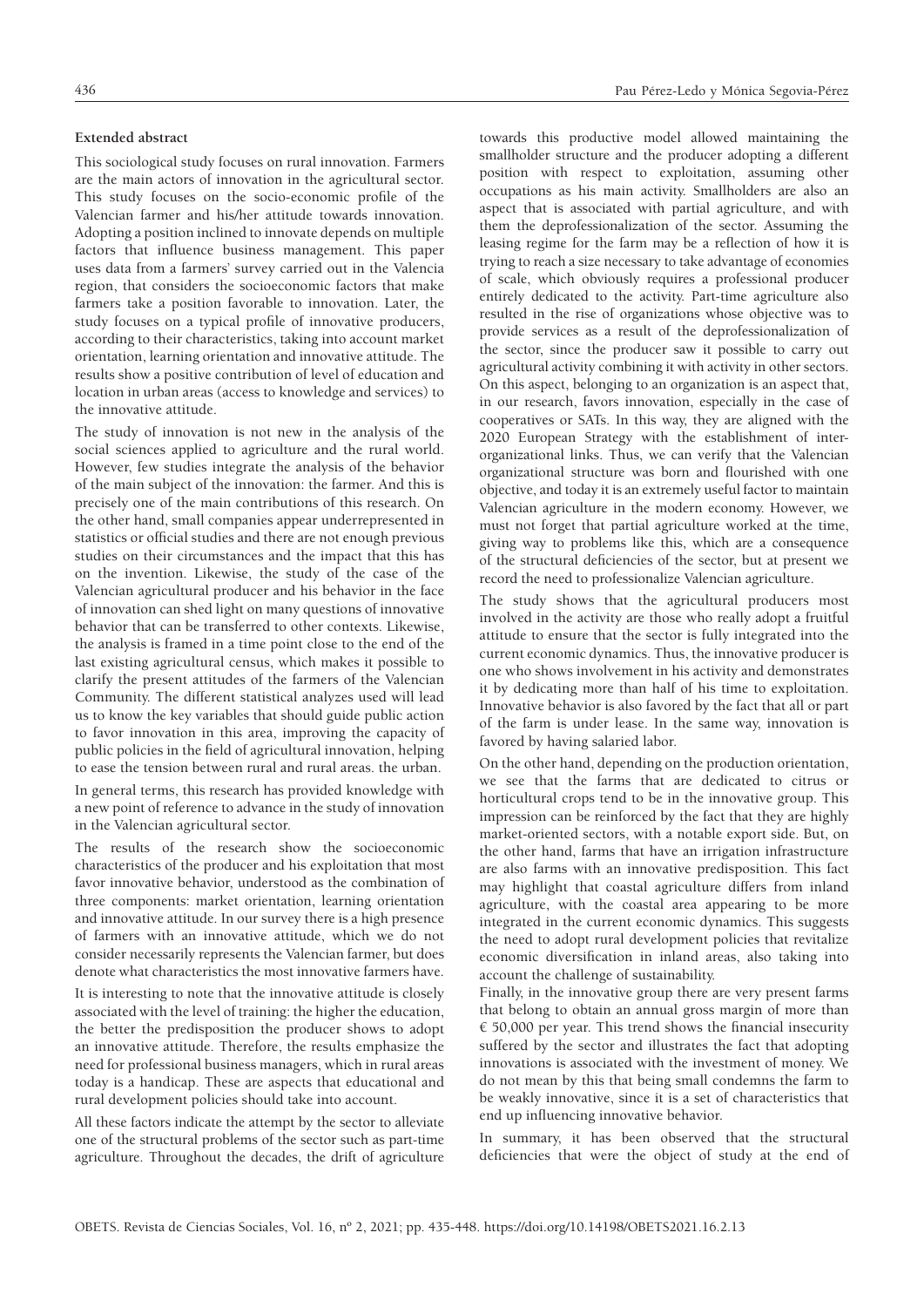**Extended abstract**

This sociological study focuses on rural innovation. Farmers are the main actors of innovation in the agricultural sector. This study focuses on the socio-economic profile of the Valencian farmer and his/her attitude towards innovation. Adopting a position inclined to innovate depends on multiple factors that influence business management. This paper uses data from a farmers' survey carried out in the Valencia region, that considers the socioeconomic factors that make farmers take a position favorable to innovation. Later, the study focuses on a typical profile of innovative producers, according to their characteristics, taking into account market orientation, learning orientation and innovative attitude. The results show a positive contribution of level of education and location in urban areas (access to knowledge and services) to the innovative attitude.

The study of innovation is not new in the analysis of the social sciences applied to agriculture and the rural world. However, few studies integrate the analysis of the behavior of the main subject of the innovation: the farmer. And this is precisely one of the main contributions of this research. On the other hand, small companies appear underrepresented in statistics or official studies and there are not enough previous studies on their circumstances and the impact that this has on the invention. Likewise, the study of the case of the Valencian agricultural producer and his behavior in the face of innovation can shed light on many questions of innovative behavior that can be transferred to other contexts. Likewise, the analysis is framed in a time point close to the end of the last existing agricultural census, which makes it possible to clarify the present attitudes of the farmers of the Valencian Community. The different statistical analyzes used will lead us to know the key variables that should guide public action to favor innovation in this area, improving the capacity of public policies in the field of agricultural innovation, helping to ease the tension between rural and rural areas. the urban.

In general terms, this research has provided knowledge with a new point of reference to advance in the study of innovation in the Valencian agricultural sector.

The results of the research show the socioeconomic characteristics of the producer and his exploitation that most favor innovative behavior, understood as the combination of three components: market orientation, learning orientation and innovative attitude. In our survey there is a high presence of farmers with an innovative attitude, which we do not consider necessarily represents the Valencian farmer, but does denote what characteristics the most innovative farmers have.

It is interesting to note that the innovative attitude is closely associated with the level of training: the higher the education, the better the predisposition the producer shows to adopt an innovative attitude. Therefore, the results emphasize the need for professional business managers, which in rural areas today is a handicap. These are aspects that educational and rural development policies should take into account.

All these factors indicate the attempt by the sector to alleviate one of the structural problems of the sector such as part-time agriculture. Throughout the decades, the drift of agriculture towards this productive model allowed maintaining the smallholder structure and the producer adopting a different position with respect to exploitation, assuming other occupations as his main activity. Smallholders are also an aspect that is associated with partial agriculture, and with them the deprofessionalization of the sector. Assuming the leasing regime for the farm may be a reflection of how it is trying to reach a size necessary to take advantage of economies of scale, which obviously requires a professional producer entirely dedicated to the activity. Part-time agriculture also resulted in the rise of organizations whose objective was to provide services as a result of the deprofessionalization of the sector, since the producer saw it possible to carry out agricultural activity combining it with activity in other sectors. On this aspect, belonging to an organization is an aspect that, in our research, favors innovation, especially in the case of cooperatives or SATs. In this way, they are aligned with the 2020 European Strategy with the establishment of inter-organizational links. Thus, we can verify that the Valencian organizational structure was born and flourished with one objective, and today it is an extremely useful factor to maintain Valencian agriculture in the modern economy. However, we must not forget that partial agriculture worked at the time, giving way to problems like this, which are a consequence of the structural deficiencies of the sector, but at present we record the need to professionalize Valencian agriculture.

The study shows that the agricultural producers most involved in the activity are those who really adopt a fruitful attitude to ensure that the sector is fully integrated into the current economic dynamics. Thus, the innovative producer is one who shows involvement in his activity and demonstrates it by dedicating more than half of his time to exploitation. Innovative behavior is also favored by the fact that all or part of the farm is under lease. In the same way, innovation is favored by having salaried labor.

On the other hand, depending on the production orientation, we see that the farms that are dedicated to citrus or horticultural crops tend to be in the innovative group. This impression can be reinforced by the fact that they are highly market-oriented sectors, with a notable export side. But, on the other hand, farms that have an irrigation infrastructure are also farms with an innovative predisposition. This fact may highlight that coastal agriculture differs from inland agriculture, with the coastal area appearing to be more integrated in the current economic dynamics. This suggests the need to adopt rural development policies that revitalize economic diversification in inland areas, also taking into account the challenge of sustainability.

Finally, in the innovative group there are very present farms that belong to obtain an annual gross margin of more than € 50,000 per year. This trend shows the financial insecurity suffered by the sector and illustrates the fact that adopting innovations is associated with the investment of money. We do not mean by this that being small condemns the farm to be weakly innovative, since it is a set of characteristics that end up influencing innovative behavior.

In summary, it has been observed that the structural deficiencies that were the object of study at the end of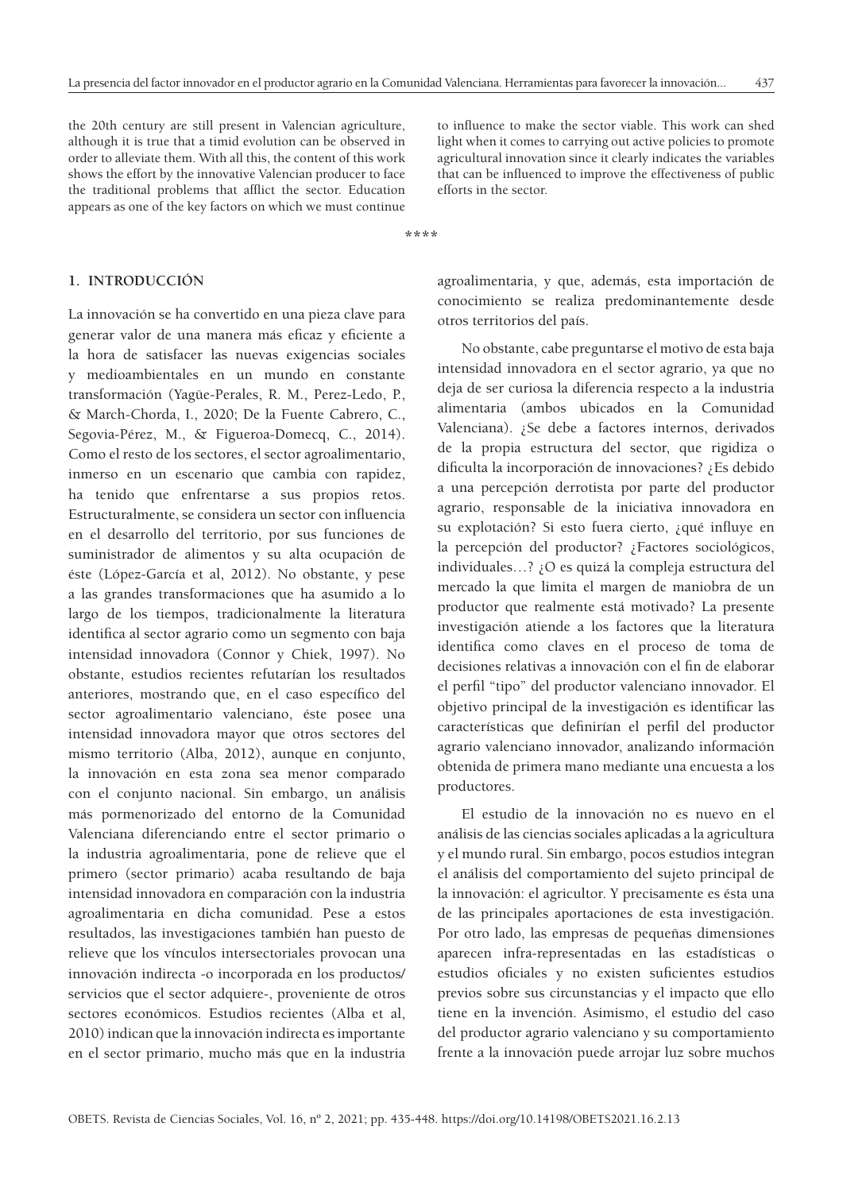the 20th century are still present in Valencian agriculture, although it is true that a timid evolution can be observed in order to alleviate them. With all this, the content of this work shows the effort by the innovative Valencian producer to face the traditional problems that afflict the sector. Education appears as one of the key factors on which we must continue to influence to make the sector viable. This work can shed light when it comes to carrying out active policies to promote agricultural innovation since it clearly indicates the variables that can be influenced to improve the effectiveness of public efforts in the sector.

****

## 1. INTRODUCCIÓN

La innovación se ha convertido en una pieza clave para generar valor de una manera más eficaz y eficiente a la hora de satisfacer las nuevas exigencias sociales y medioambientales en un mundo en constante transformación (Yagüe-Perales, R. M., Perez-Ledo, P., & March-Chorda, I., 2020; De la Fuente Cabrero, C., Segovia-Pérez, M., & Figueroa-Domecq, C., 2014). Como el resto de los sectores, el sector agroalimentario, inmerso en un escenario que cambia con rapidez, ha tenido que enfrentarse a sus propios retos. Estructuralmente, se considera un sector con influencia en el desarrollo del territorio, por sus funciones de suministrador de alimentos y su alta ocupación de éste (López-García et al, 2012). No obstante, y pese a las grandes transformaciones que ha asumido a lo largo de los tiempos, tradicionalmente la literatura identifica al sector agrario como un segmento con baja intensidad innovadora (Connor y Chiek, 1997). No obstante, estudios recientes refutarían los resultados anteriores, mostrando que, en el caso específico del sector agroalimentario valenciano, éste posee una intensidad innovadora mayor que otros sectores del mismo territorio (Alba, 2012), aunque en conjunto, la innovación en esta zona sea menor comparado con el conjunto nacional. Sin embargo, un análisis más pormenorizado del entorno de la Comunidad Valenciana diferenciando entre el sector primario o la industria agroalimentaria, pone de relieve que el primero (sector primario) acaba resultando de baja intensidad innovadora en comparación con la industria agroalimentaria en dicha comunidad. Pese a estos resultados, las investigaciones también han puesto de relieve que los vínculos intersectoriales provocan una innovación indirecta -o incorporada en los productos/servicios que el sector adquiere-, proveniente de otros sectores económicos. Estudios recientes (Alba et al, 2010) indican que la innovación indirecta es importante en el sector primario, mucho más que en la industria agroalimentaria, y que, además, esta importación de conocimiento se realiza predominantemente desde otros territorios del país.

No obstante, cabe preguntarse el motivo de esta baja intensidad innovadora en el sector agrario, ya que no deja de ser curiosa la diferencia respecto a la industria alimentaria (ambos ubicados en la Comunidad Valenciana). ¿Se debe a factores internos, derivados de la propia estructura del sector, que rigidiza o dificulta la incorporación de innovaciones? ¿Es debido a una percepción derrotista por parte del productor agrario, responsable de la iniciativa innovadora en su explotación? Si esto fuera cierto, ¿qué influye en la percepción del productor? ¿Factores sociológicos, individuales…? ¿O es quizá la compleja estructura del mercado la que limita el margen de maniobra de un productor que realmente está motivado? La presente investigación atiende a los factores que la literatura identifica como claves en el proceso de toma de decisiones relativas a innovación con el fin de elaborar el perfil "tipo" del productor valenciano innovador. El objetivo principal de la investigación es identificar las características que definirían el perfil del productor agrario valenciano innovador, analizando información obtenida de primera mano mediante una encuesta a los productores.

El estudio de la innovación no es nuevo en el análisis de las ciencias sociales aplicadas a la agricultura y el mundo rural. Sin embargo, pocos estudios integran el análisis del comportamiento del sujeto principal de la innovación: el agricultor. Y precisamente es ésta una de las principales aportaciones de esta investigación. Por otro lado, las empresas de pequeñas dimensiones aparecen infra-representadas en las estadísticas o estudios oficiales y no existen suficientes estudios previos sobre sus circunstancias y el impacto que ello tiene en la invención. Asimismo, el estudio del caso del productor agrario valenciano y su comportamiento frente a la innovación puede arrojar luz sobre muchos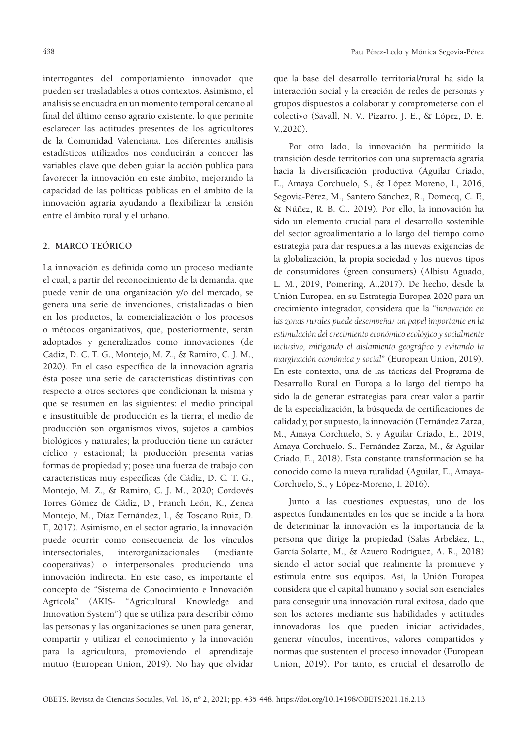interrogantes del comportamiento innovador que pueden ser trasladables a otros contextos. Asimismo, el análisis se encuadra en un momento temporal cercano al final del último censo agrario existente, lo que permite esclarecer las actitudes presentes de los agricultores de la Comunidad Valenciana. Los diferentes análisis estadísticos utilizados nos conducirán a conocer las variables clave que deben guiar la acción pública para favorecer la innovación en este ámbito, mejorando la capacidad de las políticas públicas en el ámbito de la innovación agraria ayudando a flexibilizar la tensión entre el ámbito rural y el urbano.

## 2. MARCO TEÓRICO

La innovación es definida como un proceso mediante el cual, a partir del reconocimiento de la demanda, que puede venir de una organización y/o del mercado, se genera una serie de invenciones, cristalizadas o bien en los productos, la comercialización o los procesos o métodos organizativos, que, posteriormente, serán adoptados y generalizados como innovaciones (de Cádiz, D. C. T. G., Montejo, M. Z., & Ramiro, C. J. M., 2020). En el caso específico de la innovación agraria ésta posee una serie de características distintivas con respecto a otros sectores que condicionan la misma y que se resumen en las siguientes: el medio principal e insustituible de producción es la tierra; el medio de producción son organismos vivos, sujetos a cambios biológicos y naturales; la producción tiene un carácter cíclico y estacional; la producción presenta varias formas de propiedad y; posee una fuerza de trabajo con características muy específicas (de Cádiz, D. C. T. G., Montejo, M. Z., & Ramiro, C. J. M., 2020; Cordovés Torres Gómez de Cádiz, D., Franch León, K., Zenea Montejo, M., Díaz Fernández, I., & Toscano Ruiz, D. F., 2017). Asimismo, en el sector agrario, la innovación puede ocurrir como consecuencia de los vínculos intersectoriales, interorganizacionales (mediante cooperativas) o interpersonales produciendo una innovación indirecta. En este caso, es importante el concepto de "Sistema de Conocimiento e Innovación Agrícola" (AKIS- "Agricultural Knowledge and Innovation System") que se utiliza para describir cómo las personas y las organizaciones se unen para generar, compartir y utilizar el conocimiento y la innovación para la agricultura, promoviendo el aprendizaje mutuo (European Union, 2019). No hay que olvidar que la base del desarrollo territorial/rural ha sido la interacción social y la creación de redes de personas y grupos dispuestos a colaborar y comprometerse con el colectivo (Savall, N. V., Pizarro, J. E., & López, D. E. V.,2020).

Por otro lado, la innovación ha permitido la transición desde territorios con una supremacía agraria hacia la diversificación productiva (Aguilar Criado, E., Amaya Corchuelo, S., & López Moreno, I., 2016, Segovia-Pérez, M., Santero Sánchez, R., Domecq, C. F., & Núñez, R. B. C., 2019). Por ello, la innovación ha sido un elemento crucial para el desarrollo sostenible del sector agroalimentario a lo largo del tiempo como estrategia para dar respuesta a las nuevas exigencias de la globalización, la propia sociedad y los nuevos tipos de consumidores (green consumers) (Albisu Aguado, L. M., 2019, Pomering, A.,2017). De hecho, desde la Unión Europea, en su Estrategia Europea 2020 para un crecimiento integrador, considera que la "*innovación en las zonas rurales puede desempeñar un papel importante en la estimulación del crecimiento económico ecológico y socialmente inclusivo, mitigando el aislamiento geográfico y evitando la marginación económica y social*" (European Union, 2019). En este contexto, una de las tácticas del Programa de Desarrollo Rural en Europa a lo largo del tiempo ha sido la de generar estrategias para crear valor a partir de la especialización, la búsqueda de certificaciones de calidad y, por supuesto, la innovación (Fernández Zarza, M., Amaya Corchuelo, S. y Aguilar Criado, E., 2019, Amaya-Corchuelo, S., Fernández Zarza, M., & Aguilar Criado, E., 2018). Esta constante transformación se ha conocido como la nueva ruralidad (Aguilar, E., Amaya-Corchuelo, S., y López-Moreno, I. 2016).

Junto a las cuestiones expuestas, uno de los aspectos fundamentales en los que se incide a la hora de determinar la innovación es la importancia de la persona que dirige la propiedad (Salas Arbeláez, L., García Solarte, M., & Azuero Rodríguez, A. R., 2018) siendo el actor social que realmente la promueve y estimula entre sus equipos. Así, la Unión Europea considera que el capital humano y social son esenciales para conseguir una innovación rural exitosa, dado que son los actores mediante sus habilidades y actitudes innovadoras los que pueden iniciar actividades, generar vínculos, incentivos, valores compartidos y normas que sustenten el proceso innovador (European Union, 2019). Por tanto, es crucial el desarrollo de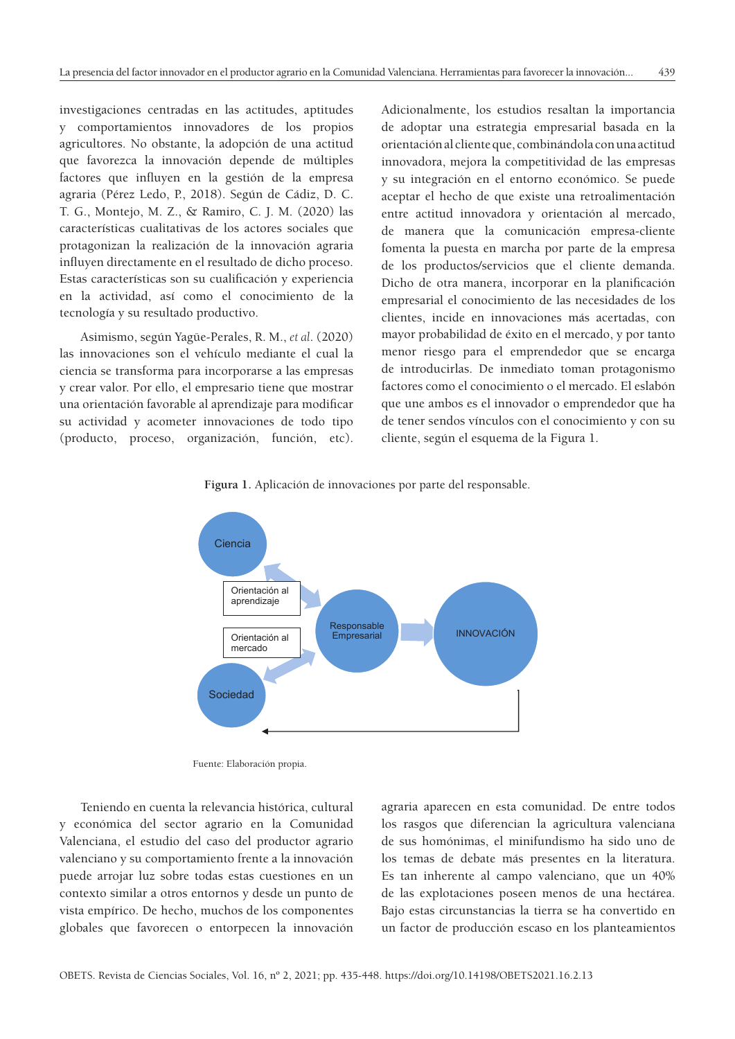investigaciones centradas en las actitudes, aptitudes y comportamientos innovadores de los propios agricultores. No obstante, la adopción de una actitud que favorezca la innovación depende de múltiples factores que influyen en la gestión de la empresa agraria (Pérez Ledo, P., 2018). Según de Cádiz, D. C. T. G., Montejo, M. Z., & Ramiro, C. J. M. (2020) las características cualitativas de los actores sociales que protagonizan la realización de la innovación agraria influyen directamente en el resultado de dicho proceso. Estas características son su cualificación y experiencia en la actividad, así como el conocimiento de la tecnología y su resultado productivo.

Asimismo, según Yagüe-Perales, R. M., *et al*. (2020) las innovaciones son el vehículo mediante el cual la ciencia se transforma para incorporarse a las empresas y crear valor. Por ello, el empresario tiene que mostrar una orientación favorable al aprendizaje para modificar su actividad y acometer innovaciones de todo tipo (producto, proceso, organización, función, etc). Adicionalmente, los estudios resaltan la importancia de adoptar una estrategia empresarial basada en la orientación al cliente que, combinándola con una actitud innovadora, mejora la competitividad de las empresas y su integración en el entorno económico. Se puede aceptar el hecho de que existe una retroalimentación entre actitud innovadora y orientación al mercado, de manera que la comunicación empresa-cliente fomenta la puesta en marcha por parte de la empresa de los productos/servicios que el cliente demanda. Dicho de otra manera, incorporar en la planificación empresarial el conocimiento de las necesidades de los clientes, incide en innovaciones más acertadas, con mayor probabilidad de éxito en el mercado, y por tanto menor riesgo para el emprendedor que se encarga de introducirlas. De inmediato toman protagonismo factores como el conocimiento o el mercado. El eslabón que une ambos es el innovador o emprendedor que ha de tener sendos vínculos con el conocimiento y con su cliente, según el esquema de la Figura 1.

**Figura 1**. Aplicación de innovaciones por parte del responsable.

Ciencia — Orientación al aprendizaje — Responsable Empresarial — INNOVACIÓN — Orientación al mercado — Sociedad

Fuente: Elaboración propia.

Teniendo en cuenta la relevancia histórica, cultural y económica del sector agrario en la Comunidad Valenciana, el estudio del caso del productor agrario valenciano y su comportamiento frente a la innovación puede arrojar luz sobre todas estas cuestiones en un contexto similar a otros entornos y desde un punto de vista empírico. De hecho, muchos de los componentes globales que favorecen o entorpecen la innovación agraria aparecen en esta comunidad. De entre todos los rasgos que diferencian la agricultura valenciana de sus homónimas, el minifundismo ha sido uno de los temas de debate más presentes en la literatura. Es tan inherente al campo valenciano, que un 40% de las explotaciones poseen menos de una hectárea. Bajo estas circunstancias la tierra se ha convertido en un factor de producción escaso en los planteamientos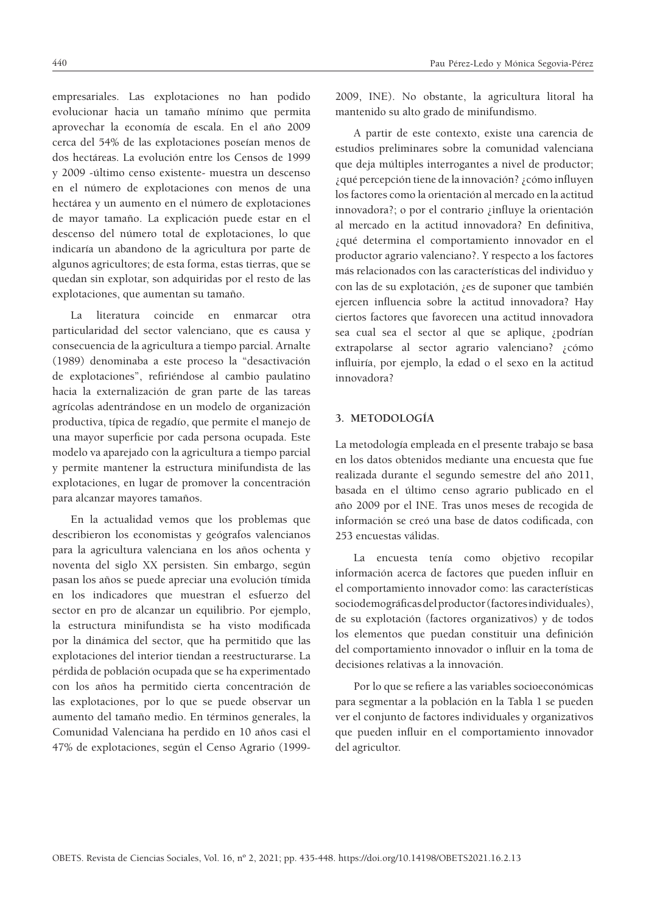empresariales. Las explotaciones no han podido evolucionar hacia un tamaño mínimo que permita aprovechar la economía de escala. En el año 2009 cerca del 54% de las explotaciones poseían menos de dos hectáreas. La evolución entre los Censos de 1999 y 2009 -último censo existente- muestra un descenso en el número de explotaciones con menos de una hectárea y un aumento en el número de explotaciones de mayor tamaño. La explicación puede estar en el descenso del número total de explotaciones, lo que indicaría un abandono de la agricultura por parte de algunos agricultores; de esta forma, estas tierras, que se quedan sin explotar, son adquiridas por el resto de las explotaciones, que aumentan su tamaño.

La literatura coincide en enmarcar otra particularidad del sector valenciano, que es causa y consecuencia de la agricultura a tiempo parcial. Arnalte (1989) denominaba a este proceso la "desactivación de explotaciones", refiriéndose al cambio paulatino hacia la externalización de gran parte de las tareas agrícolas adentrándose en un modelo de organización productiva, típica de regadío, que permite el manejo de una mayor superficie por cada persona ocupada. Este modelo va aparejado con la agricultura a tiempo parcial y permite mantener la estructura minifundista de las explotaciones, en lugar de promover la concentración para alcanzar mayores tamaños.

En la actualidad vemos que los problemas que describieron los economistas y geógrafos valencianos para la agricultura valenciana en los años ochenta y noventa del siglo XX persisten. Sin embargo, según pasan los años se puede apreciar una evolución tímida en los indicadores que muestran el esfuerzo del sector en pro de alcanzar un equilibrio. Por ejemplo, la estructura minifundista se ha visto modificada por la dinámica del sector, que ha permitido que las explotaciones del interior tiendan a reestructurarse. La pérdida de población ocupada que se ha experimentado con los años ha permitido cierta concentración de las explotaciones, por lo que se puede observar un aumento del tamaño medio. En términos generales, la Comunidad Valenciana ha perdido en 10 años casi el 47% de explotaciones, según el Censo Agrario (1999-2009, INE). No obstante, la agricultura litoral ha mantenido su alto grado de minifundismo.

A partir de este contexto, existe una carencia de estudios preliminares sobre la comunidad valenciana que deja múltiples interrogantes a nivel de productor; ¿qué percepción tiene de la innovación? ¿cómo influyen los factores como la orientación al mercado en la actitud innovadora?; o por el contrario ¿influye la orientación al mercado en la actitud innovadora? En definitiva, ¿qué determina el comportamiento innovador en el productor agrario valenciano?. Y respecto a los factores más relacionados con las características del individuo y con las de su explotación, ¿es de suponer que también ejercen influencia sobre la actitud innovadora? Hay ciertos factores que favorecen una actitud innovadora sea cual sea el sector al que se aplique, ¿podrían extrapolarse al sector agrario valenciano? ¿cómo influiría, por ejemplo, la edad o el sexo en la actitud innovadora?

## 3. METODOLOGÍA

La metodología empleada en el presente trabajo se basa en los datos obtenidos mediante una encuesta que fue realizada durante el segundo semestre del año 2011, basada en el último censo agrario publicado en el año 2009 por el INE. Tras unos meses de recogida de información se creó una base de datos codificada, con 253 encuestas válidas.

La encuesta tenía como objetivo recopilar información acerca de factores que pueden influir en el comportamiento innovador como: las características sociodemográficas del productor (factores individuales), de su explotación (factores organizativos) y de todos los elementos que puedan constituir una definición del comportamiento innovador o influir en la toma de decisiones relativas a la innovación.

Por lo que se refiere a las variables socioeconómicas para segmentar a la población en la Tabla 1 se pueden ver el conjunto de factores individuales y organizativos que pueden influir en el comportamiento innovador del agricultor.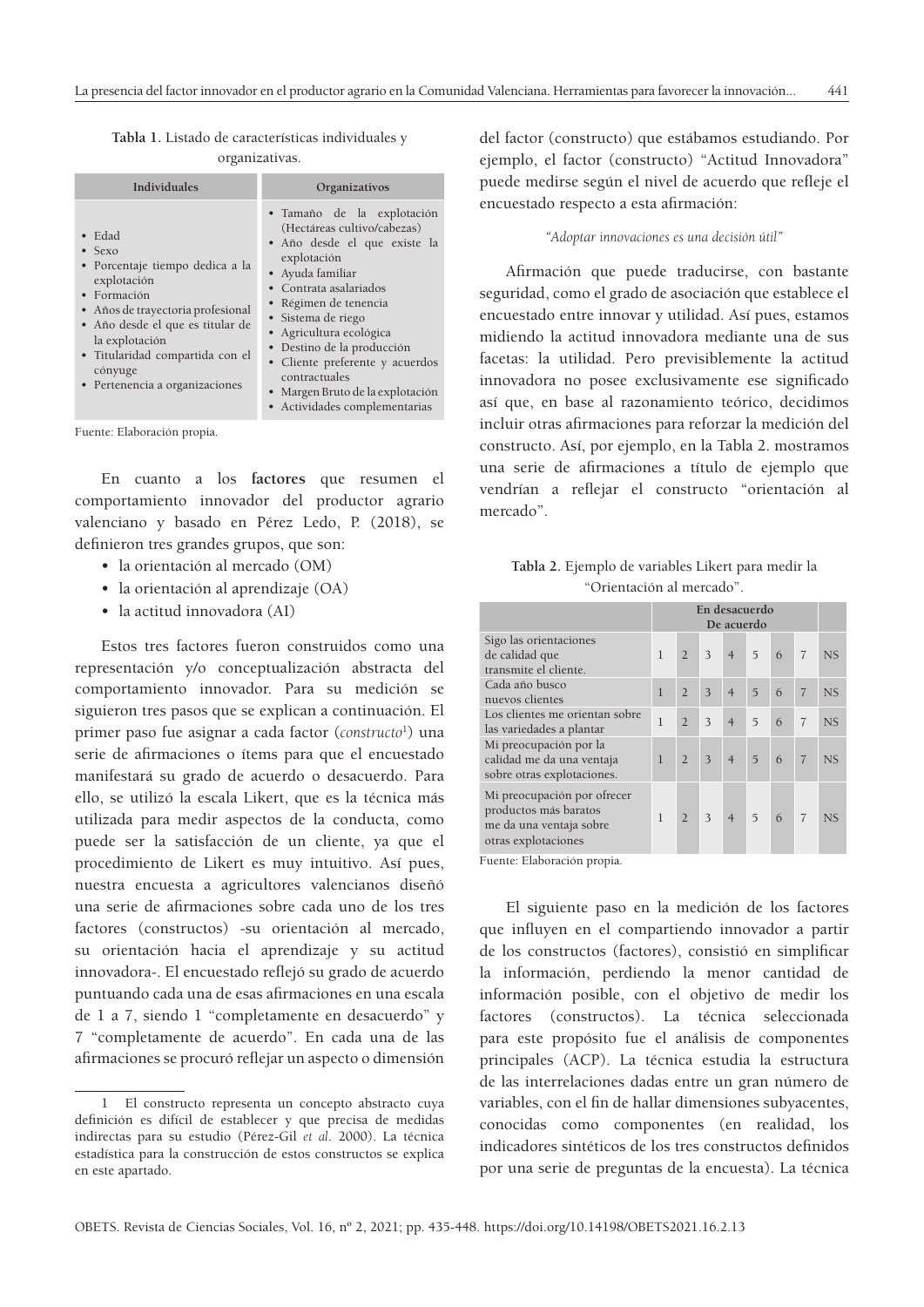**Tabla 1.** Listado de características individuales y organizativas.

| Individuales | Organizativos |
|---|---|
| • Edad<br>• Sexo<br>• Porcentaje tiempo dedica a la explotación<br>• Formación<br>• Años de trayectoria profesional<br>• Año desde el que es titular de la explotación<br>• Titularidad compartida con el cónyuge<br>• Pertenencia a organizaciones | • Tamaño de la explotación (Hectáreas cultivo/cabezas)<br>• Año desde el que existe la explotación<br>• Ayuda familiar<br>• Contrata asalariados<br>• Régimen de tenencia<br>• Sistema de riego<br>• Agricultura ecológica<br>• Destino de la producción<br>• Cliente preferente y acuerdos contractuales<br>• Margen Bruto de la explotación<br>• Actividades complementarias |

Fuente: Elaboración propia.

En cuanto a los **factores** que resumen el comportamiento innovador del productor agrario valenciano y basado en Pérez Ledo, P. (2018), se definieron tres grandes grupos, que son:

- la orientación al mercado (OM)
- la orientación al aprendizaje (OA)
- la actitud innovadora (AI)

Estos tres factores fueron construidos como una representación y/o conceptualización abstracta del comportamiento innovador. Para su medición se siguieron tres pasos que se explican a continuación. El primer paso fue asignar a cada factor (*constructo*[1]) una serie de afirmaciones o ítems para que el encuestado manifestará su grado de acuerdo o desacuerdo. Para ello, se utilizó la escala Likert, que es la técnica más utilizada para medir aspectos de la conducta, como puede ser la satisfacción de un cliente, ya que el procedimiento de Likert es muy intuitivo. Así pues, nuestra encuesta a agricultores valencianos diseñó una serie de afirmaciones sobre cada uno de los tres factores (constructos) -su orientación al mercado, su orientación hacia el aprendizaje y su actitud innovadora-. El encuestado reflejó su grado de acuerdo puntuando cada una de esas afirmaciones en una escala de 1 a 7, siendo 1 "completamente en desacuerdo" y 7 "completamente de acuerdo". En cada una de las afirmaciones se procuró reflejar un aspecto o dimensión del factor (constructo) que estábamos estudiando. Por ejemplo, el factor (constructo) "Actitud Innovadora" puede medirse según el nivel de acuerdo que refleje el encuestado respecto a esta afirmación:

*"Adoptar innovaciones es una decisión útil"*

Afirmación que puede traducirse, con bastante seguridad, como el grado de asociación que establece el encuestado entre innovar y utilidad. Así pues, estamos midiendo la actitud innovadora mediante una de sus facetas: la utilidad. Pero previsiblemente la actitud innovadora no posee exclusivamente ese significado así que, en base al razonamiento teórico, decidimos incluir otras afirmaciones para reforzar la medición del constructo. Así, por ejemplo, en la Tabla 2. mostramos una serie de afirmaciones a título de ejemplo que vendrían a reflejar el constructo "orientación al mercado".

**Tabla 2.** Ejemplo de variables Likert para medir la "Orientación al mercado".

| | En desacuerdo De acuerdo | | | | | | | |
|---|---|---|---|---|---|---|---|---|
| Sigo las orientaciones de calidad que transmite el cliente. | 1 | 2 | 3 | 4 | 5 | 6 | 7 | NS |
| Cada año busco nuevos clientes | 1 | 2 | 3 | 4 | 5 | 6 | 7 | NS |
| Los clientes me orientan sobre las variedades a plantar | 1 | 2 | 3 | 4 | 5 | 6 | 7 | NS |
| Mi preocupación por la calidad me da una ventaja sobre otras explotaciones. | 1 | 2 | 3 | 4 | 5 | 6 | 7 | NS |
| Mi preocupación por ofrecer productos más baratos me da una ventaja sobre otras explotaciones | 1 | 2 | 3 | 4 | 5 | 6 | 7 | NS |

Fuente: Elaboración propia.

El siguiente paso en la medición de los factores que influyen en el compartiendo innovador a partir de los constructos (factores), consistió en simplificar la información, perdiendo la menor cantidad de información posible, con el objetivo de medir los factores (constructos). La técnica seleccionada para este propósito fue el análisis de componentes principales (ACP). La técnica estudia la estructura de las interrelaciones dadas entre un gran número de variables, con el fin de hallar dimensiones subyacentes, conocidas como componentes (en realidad, los indicadores sintéticos de los tres constructos definidos por una serie de preguntas de la encuesta). La técnica

[1] El constructo representa un concepto abstracto cuya definición es difícil de establecer y que precisa de medidas indirectas para su estudio (Pérez-Gil *et al*. 2000). La técnica estadística para la construcción de estos constructos se explica en este apartado.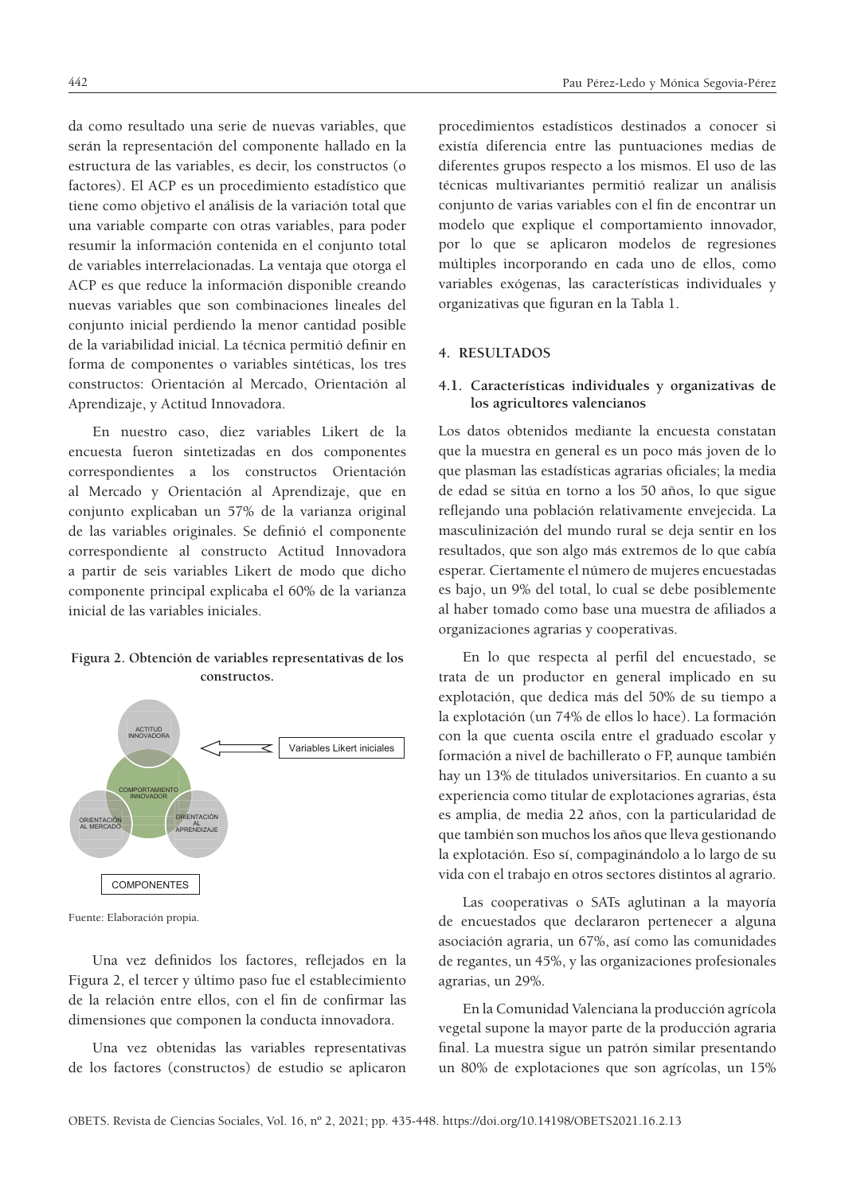da como resultado una serie de nuevas variables, que serán la representación del componente hallado en la estructura de las variables, es decir, los constructos (o factores). El ACP es un procedimiento estadístico que tiene como objetivo el análisis de la variación total que una variable comparte con otras variables, para poder resumir la información contenida en el conjunto total de variables interrelacionadas. La ventaja que otorga el ACP es que reduce la información disponible creando nuevas variables que son combinaciones lineales del conjunto inicial perdiendo la menor cantidad posible de la variabilidad inicial. La técnica permitió definir en forma de componentes o variables sintéticas, los tres constructos: Orientación al Mercado, Orientación al Aprendizaje, y Actitud Innovadora.

En nuestro caso, diez variables Likert de la encuesta fueron sintetizadas en dos componentes correspondientes a los constructos Orientación al Mercado y Orientación al Aprendizaje, que en conjunto explicaban un 57% de la varianza original de las variables originales. Se definió el componente correspondiente al constructo Actitud Innovadora a partir de seis variables Likert de modo que dicho componente principal explicaba el 60% de la varianza inicial de las variables iniciales.

**Figura 2. Obtención de variables representativas de los constructos.**

ACTITUD INNOVADORA

Variables Likert iniciales

COMPORTAMIENTO INNOVADOR

ORIENTACIÓN AL MERCADO

ORIENTACIÓN AL APRENDIZAJE

COMPONENTES

Fuente: Elaboración propia.

Una vez definidos los factores, reflejados en la Figura 2, el tercer y último paso fue el establecimiento de la relación entre ellos, con el fin de confirmar las dimensiones que componen la conducta innovadora.

Una vez obtenidas las variables representativas de los factores (constructos) de estudio se aplicaron procedimientos estadísticos destinados a conocer si existía diferencia entre las puntuaciones medias de diferentes grupos respecto a los mismos. El uso de las técnicas multivariantes permitió realizar un análisis conjunto de varias variables con el fin de encontrar un modelo que explique el comportamiento innovador, por lo que se aplicaron modelos de regresiones múltiples incorporando en cada uno de ellos, como variables exógenas, las características individuales y organizativas que figuran en la Tabla 1.

## 4. RESULTADOS

### 4.1. Características individuales y organizativas de los agricultores valencianos

Los datos obtenidos mediante la encuesta constatan que la muestra en general es un poco más joven de lo que plasman las estadísticas agrarias oficiales; la media de edad se sitúa en torno a los 50 años, lo que sigue reflejando una población relativamente envejecida. La masculinización del mundo rural se deja sentir en los resultados, que son algo más extremos de lo que cabía esperar. Ciertamente el número de mujeres encuestadas es bajo, un 9% del total, lo cual se debe posiblemente al haber tomado como base una muestra de afiliados a organizaciones agrarias y cooperativas.

En lo que respecta al perfil del encuestado, se trata de un productor en general implicado en su explotación, que dedica más del 50% de su tiempo a la explotación (un 74% de ellos lo hace). La formación con la que cuenta oscila entre el graduado escolar y formación a nivel de bachillerato o FP, aunque también hay un 13% de titulados universitarios. En cuanto a su experiencia como titular de explotaciones agrarias, ésta es amplia, de media 22 años, con la particularidad de que también son muchos los años que lleva gestionando la explotación. Eso sí, compaginándolo a lo largo de su vida con el trabajo en otros sectores distintos al agrario.

Las cooperativas o SATs aglutinan a la mayoría de encuestados que declararon pertenecer a alguna asociación agraria, un 67%, así como las comunidades de regantes, un 45%, y las organizaciones profesionales agrarias, un 29%.

En la Comunidad Valenciana la producción agrícola vegetal supone la mayor parte de la producción agraria final. La muestra sigue un patrón similar presentando un 80% de explotaciones que son agrícolas, un 15%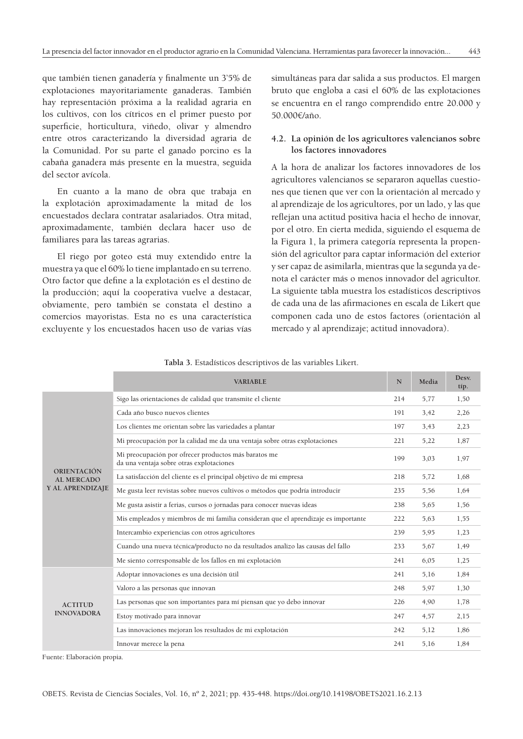que también tienen ganadería y finalmente un 3'5% de explotaciones mayoritariamente ganaderas. También hay representación próxima a la realidad agraria en los cultivos, con los cítricos en el primer puesto por superficie, horticultura, viñedo, olivar y almendro entre otros caracterizando la diversidad agraria de la Comunidad. Por su parte el ganado porcino es la cabaña ganadera más presente en la muestra, seguida del sector avícola.

En cuanto a la mano de obra que trabaja en la explotación aproximadamente la mitad de los encuestados declara contratar asalariados. Otra mitad, aproximadamente, también declara hacer uso de familiares para las tareas agrarias.

El riego por goteo está muy extendido entre la muestra ya que el 60% lo tiene implantado en su terreno. Otro factor que define a la explotación es el destino de la producción; aquí la cooperativa vuelve a destacar, obviamente, pero también se constata el destino a comercios mayoristas. Esta no es una característica excluyente y los encuestados hacen uso de varias vías simultáneas para dar salida a sus productos. El margen bruto que engloba a casi el 60% de las explotaciones se encuentra en el rango comprendido entre 20.000 y 50.000€/año.

### 4.2. La opinión de los agricultores valencianos sobre los factores innovadores

A la hora de analizar los factores innovadores de los agricultores valencianos se separaron aquellas cuestiones que tienen que ver con la orientación al mercado y al aprendizaje de los agricultores, por un lado, y las que reflejan una actitud positiva hacia el hecho de innovar, por el otro. En cierta medida, siguiendo el esquema de la Figura 1, la primera categoría representa la propensión del agricultor para captar información del exterior y ser capaz de asimilarla, mientras que la segunda ya denota el carácter más o menos innovador del agricultor. La siguiente tabla muestra los estadísticos descriptivos de cada una de las afirmaciones en escala de Likert que componen cada uno de estos factores (orientación al mercado y al aprendizaje; actitud innovadora).

**Tabla 3.** Estadísticos descriptivos de las variables Likert.

| | VARIABLE | N | Media | Desv. típ. |
|---|---|---|---|---|
| ORIENTACIÓN AL MERCADO Y AL APRENDIZAJE | Sigo las orientaciones de calidad que transmite el cliente | 214 | 5,77 | 1,50 |
| | Cada año busco nuevos clientes | 191 | 3,42 | 2,26 |
| | Los clientes me orientan sobre las variedades a plantar | 197 | 3,43 | 2,23 |
| | Mi preocupación por la calidad me da una ventaja sobre otras explotaciones | 221 | 5,22 | 1,87 |
| | Mi preocupación por ofrecer productos más baratos me da una ventaja sobre otras explotaciones | 199 | 3,03 | 1,97 |
| | La satisfacción del cliente es el principal objetivo de mi empresa | 218 | 5,72 | 1,68 |
| | Me gusta leer revistas sobre nuevos cultivos o métodos que podría introducir | 235 | 5,56 | 1,64 |
| | Me gusta asistir a ferias, cursos o jornadas para conocer nuevas ideas | 238 | 5,65 | 1,56 |
| | Mis empleados y miembros de mi familia consideran que el aprendizaje es importante | 222 | 5,63 | 1,55 |
| | Intercambio experiencias con otros agricultores | 239 | 5,95 | 1,23 |
| | Cuando una nueva técnica/producto no da resultados analizo las causas del fallo | 233 | 5,67 | 1,49 |
| | Me siento corresponsable de los fallos en mi explotación | 241 | 6,05 | 1,25 |
| ACTITUD INNOVADORA | Adoptar innovaciones es una decisión útil | 241 | 5,16 | 1,84 |
| | Valoro a las personas que innovan | 248 | 5,97 | 1,30 |
| | Las personas que son importantes para mí piensan que yo debo innovar | 226 | 4,90 | 1,78 |
| | Estoy motivado para innovar | 247 | 4,57 | 2,15 |
| | Las innovaciones mejoran los resultados de mi explotación | 242 | 5,12 | 1,86 |
| | Innovar merece la pena | 241 | 5,16 | 1,84 |

Fuente: Elaboración propia.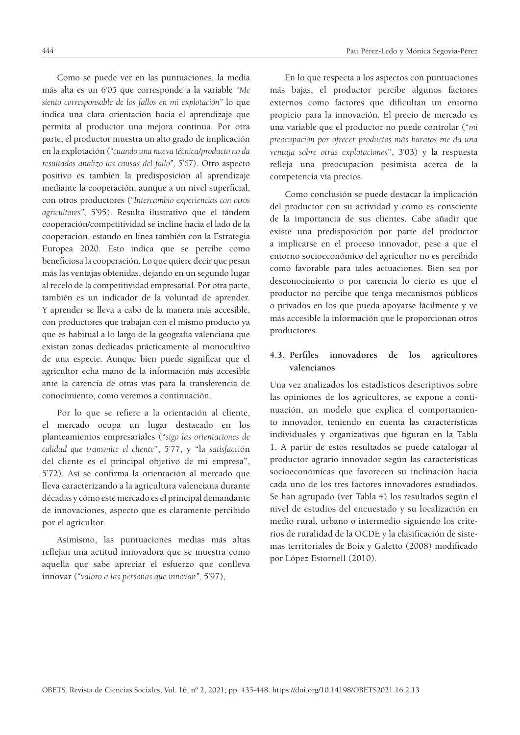Como se puede ver en las puntuaciones, la media más alta es un 6'05 que corresponde a la variable *"Me siento corresponsable de los fallos en mi explotación"* lo que indica una clara orientación hacia el aprendizaje que permita al productor una mejora continua. Por otra parte, el productor muestra un alto grado de implicación en la explotación (*"cuando una nueva técnica/producto no da resultados analizo las causas del fallo", 5'67*). Otro aspecto positivo es también la predisposición al aprendizaje mediante la cooperación, aunque a un nivel superficial, con otros productores (*"Intercambio experiencias con otros agricultores"*, 5'95). Resulta ilustrativo que el tándem cooperación/competitividad se incline hacia el lado de la cooperación, estando en línea también con la Estrategia Europea 2020. Esto indica que se percibe como beneficiosa la cooperación. Lo que quiere decir que pesan más las ventajas obtenidas, dejando en un segundo lugar al recelo de la competitividad empresarial. Por otra parte, también es un indicador de la voluntad de aprender. Y aprender se lleva a cabo de la manera más accesible, con productores que trabajan con el mismo producto ya que es habitual a lo largo de la geografía valenciana que existan zonas dedicadas prácticamente al monocultivo de una especie. Aunque bien puede significar que el agricultor echa mano de la información más accesible ante la carencia de otras vías para la transferencia de conocimiento, como veremos a continuación.

Por lo que se refiere a la orientación al cliente, el mercado ocupa un lugar destacado en los planteamientos empresariales ("*sigo las orientaciones de calidad que transmite el cliente*", 5'77, y "la *satisfacció*n del cliente es el principal objetivo de mi empresa", 5'72). Así se confirma la orientación al mercado que lleva caracterizando a la agricultura valenciana durante décadas y cómo este mercado es el principal demandante de innovaciones, aspecto que es claramente percibido por el agricultor.

Asimismo, las puntuaciones medias más altas reflejan una actitud innovadora que se muestra como aquella que sabe apreciar el esfuerzo que conlleva innovar (*"valoro a las personas que innovan",* 5'97),

En lo que respecta a los aspectos con puntuaciones más bajas, el productor percibe algunos factores externos como factores que dificultan un entorno propicio para la innovación. El precio de mercado es una variable que el productor no puede controlar ("*mi preocupación por ofrecer productos más baratos me da una ventaja sobre otras explotaciones*", 3'03) y la respuesta refleja una preocupación pesimista acerca de la competencia vía precios.

Como conclusión se puede destacar la implicación del productor con su actividad y cómo es consciente de la importancia de sus clientes. Cabe añadir que existe una predisposición por parte del productor a implicarse en el proceso innovador, pese a que el entorno socioeconómico del agricultor no es percibido como favorable para tales actuaciones. Bien sea por desconocimiento o por carencia lo cierto es que el productor no percibe que tenga mecanismos públicos o privados en los que pueda apoyarse fácilmente y ve más accesible la información que le proporcionan otros productores.

### 4.3. Perfiles innovadores de los agricultores valencianos

Una vez analizados los estadísticos descriptivos sobre las opiniones de los agricultores, se expone a continuación, un modelo que explica el comportamiento innovador, teniendo en cuenta las características individuales y organizativas que figuran en la Tabla 1. A partir de estos resultados se puede catalogar al productor agrario innovador según las características socioeconómicas que favorecen su inclinación hacia cada uno de los tres factores innovadores estudiados. Se han agrupado (ver Tabla 4) los resultados según el nivel de estudios del encuestado y su localización en medio rural, urbano o intermedio siguiendo los criterios de ruralidad de la OCDE y la clasificación de sistemas territoriales de Boix y Galetto (2008) modificado por López Estornell (2010).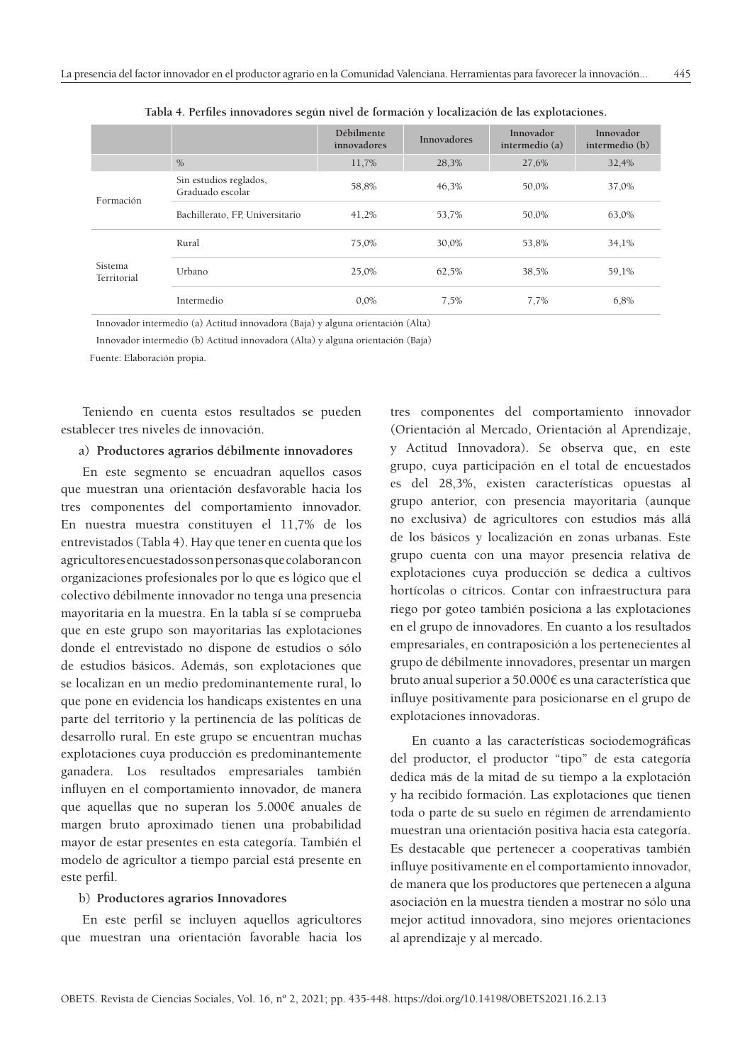**Tabla 4. Perfiles innovadores según nivel de formación y localización de las explotaciones.**

| | | Débilmente innovadores | Innovadores | Innovador intermedio (a) | Innovador intermedio (b) |
|---|---|---|---|---|---|
| | % | 11,7% | 28,3% | 27,6% | 32,4% |
| Formación | Sin estudios reglados, Graduado escolar | 58,8% | 46,3% | 50,0% | 37,0% |
| | Bachillerato, FP, Universitario | 41,2% | 53,7% | 50,0% | 63,0% |
| Sistema Territorial | Rural | 75,0% | 30,0% | 53,8% | 34,1% |
| | Urbano | 25,0% | 62,5% | 38,5% | 59,1% |
| | Intermedio | 0,0% | 7,5% | 7,7% | 6,8% |

Innovador intermedio (a) Actitud innovadora (Baja) y alguna orientación (Alta)

Innovador intermedio (b) Actitud innovadora (Alta) y alguna orientación (Baja)

Fuente: Elaboración propia.

Teniendo en cuenta estos resultados se pueden establecer tres niveles de innovación.

a) **Productores agrarios débilmente innovadores**

En este segmento se encuadran aquellos casos que muestran una orientación desfavorable hacia los tres componentes del comportamiento innovador. En nuestra muestra constituyen el 11,7% de los entrevistados (Tabla 4). Hay que tener en cuenta que los agricultores encuestados son personas que colaboran con organizaciones profesionales por lo que es lógico que el colectivo débilmente innovador no tenga una presencia mayoritaria en la muestra. En la tabla sí se comprueba que en este grupo son mayoritarias las explotaciones donde el entrevistado no dispone de estudios o sólo de estudios básicos. Además, son explotaciones que se localizan en un medio predominantemente rural, lo que pone en evidencia los handicaps existentes en una parte del territorio y la pertinencia de las políticas de desarrollo rural. En este grupo se encuentran muchas explotaciones cuya producción es predominantemente ganadera. Los resultados empresariales también influyen en el comportamiento innovador, de manera que aquellas que no superan los 5.000€ anuales de margen bruto aproximado tienen una probabilidad mayor de estar presentes en esta categoría. También el modelo de agricultor a tiempo parcial está presente en este perfil.

b) **Productores agrarios Innovadores**

En este perfil se incluyen aquellos agricultores que muestran una orientación favorable hacia los tres componentes del comportamiento innovador (Orientación al Mercado, Orientación al Aprendizaje, y Actitud Innovadora). Se observa que, en este grupo, cuya participación en el total de encuestados es del 28,3%, existen características opuestas al grupo anterior, con presencia mayoritaria (aunque no exclusiva) de agricultores con estudios más allá de los básicos y localización en zonas urbanas. Este grupo cuenta con una mayor presencia relativa de explotaciones cuya producción se dedica a cultivos hortícolas o cítricos. Contar con infraestructura para riego por goteo también posiciona a las explotaciones en el grupo de innovadores. En cuanto a los resultados empresariales, en contraposición a los pertenecientes al grupo de débilmente innovadores, presentar un margen bruto anual superior a 50.000€ es una característica que influye positivamente para posicionarse en el grupo de explotaciones innovadoras.

En cuanto a las características sociodemográficas del productor, el productor "tipo" de esta categoría dedica más de la mitad de su tiempo a la explotación y ha recibido formación. Las explotaciones que tienen toda o parte de su suelo en régimen de arrendamiento muestran una orientación positiva hacia esta categoría. Es destacable que pertenecer a cooperativas también influye positivamente en el comportamiento innovador, de manera que los productores que pertenecen a alguna asociación en la muestra tienden a mostrar no sólo una mejor actitud innovadora, sino mejores orientaciones al aprendizaje y al mercado.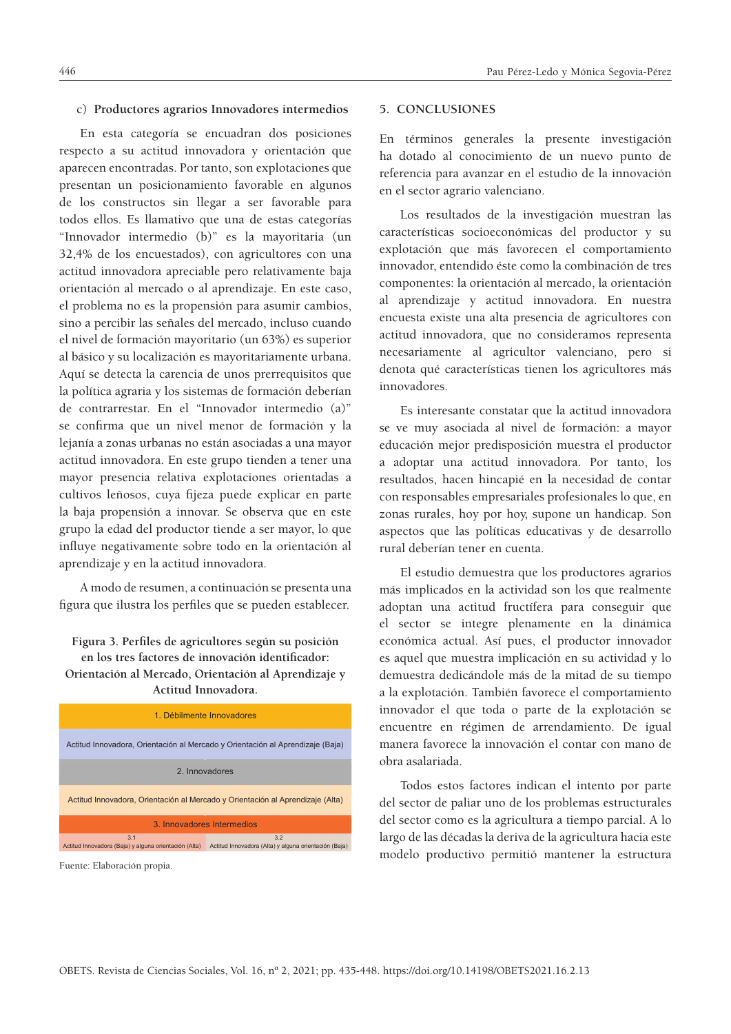c) **Productores agrarios Innovadores intermedios**

En esta categoría se encuadran dos posiciones respecto a su actitud innovadora y orientación que aparecen encontradas. Por tanto, son explotaciones que presentan un posicionamiento favorable en algunos de los constructos sin llegar a ser favorable para todos ellos. Es llamativo que una de estas categorías "Innovador intermedio (b)" es la mayoritaria (un 32,4% de los encuestados), con agricultores con una actitud innovadora apreciable pero relativamente baja orientación al mercado o al aprendizaje. En este caso, el problema no es la propensión para asumir cambios, sino a percibir las señales del mercado, incluso cuando el nivel de formación mayoritario (un 63%) es superior al básico y su localización es mayoritariamente urbana. Aquí se detecta la carencia de unos prerrequisitos que la política agraria y los sistemas de formación deberían de contrarrestar. En el "Innovador intermedio (a)" se confirma que un nivel menor de formación y la lejanía a zonas urbanas no están asociadas a una mayor actitud innovadora. En este grupo tienden a tener una mayor presencia relativa explotaciones orientadas a cultivos leñosos, cuya fijeza puede explicar en parte la baja propensión a innovar. Se observa que en este grupo la edad del productor tiende a ser mayor, lo que influye negativamente sobre todo en la orientación al aprendizaje y en la actitud innovadora.

A modo de resumen, a continuación se presenta una figura que ilustra los perfiles que se pueden establecer.

**Figura 3. Perfiles de agricultores según su posición en los tres factores de innovación identificador: Orientación al Mercado, Orientación al Aprendizaje y Actitud Innovadora.**

| 1. Débilmente Innovadores | |
|---|---|
| Actitud Innovadora, Orientación al Mercado y Orientación al Aprendizaje (Baja) | |
| 2. Innovadores | |
| Actitud Innovadora, Orientación al Mercado y Orientación al Aprendizaje (Alta) | |
| 3. Innovadores Intermedios | |
| 3.1 Actitud Innovadora (Baja) y alguna orientación (Alta) | 3.2 Actitud Innovadora (Alta) y alguna orientación (Baja) |

Fuente: Elaboración propia.

## 5. CONCLUSIONES

En términos generales la presente investigación ha dotado al conocimiento de un nuevo punto de referencia para avanzar en el estudio de la innovación en el sector agrario valenciano.

Los resultados de la investigación muestran las características socioeconómicas del productor y su explotación que más favorecen el comportamiento innovador, entendido éste como la combinación de tres componentes: la orientación al mercado, la orientación al aprendizaje y actitud innovadora. En nuestra encuesta existe una alta presencia de agricultores con actitud innovadora, que no consideramos representa necesariamente al agricultor valenciano, pero si denota qué características tienen los agricultores más innovadores.

Es interesante constatar que la actitud innovadora se ve muy asociada al nivel de formación: a mayor educación mejor predisposición muestra el productor a adoptar una actitud innovadora. Por tanto, los resultados, hacen hincapié en la necesidad de contar con responsables empresariales profesionales lo que, en zonas rurales, hoy por hoy, supone un handicap. Son aspectos que las políticas educativas y de desarrollo rural deberían tener en cuenta.

El estudio demuestra que los productores agrarios más implicados en la actividad son los que realmente adoptan una actitud fructífera para conseguir que el sector se integre plenamente en la dinámica económica actual. Así pues, el productor innovador es aquel que muestra implicación en su actividad y lo demuestra dedicándole más de la mitad de su tiempo a la explotación. También favorece el comportamiento innovador el que toda o parte de la explotación se encuentre en régimen de arrendamiento. De igual manera favorece la innovación el contar con mano de obra asalariada.

Todos estos factores indican el intento por parte del sector de paliar uno de los problemas estructurales del sector como es la agricultura a tiempo parcial. A lo largo de las décadas la deriva de la agricultura hacia este modelo productivo permitió mantener la estructura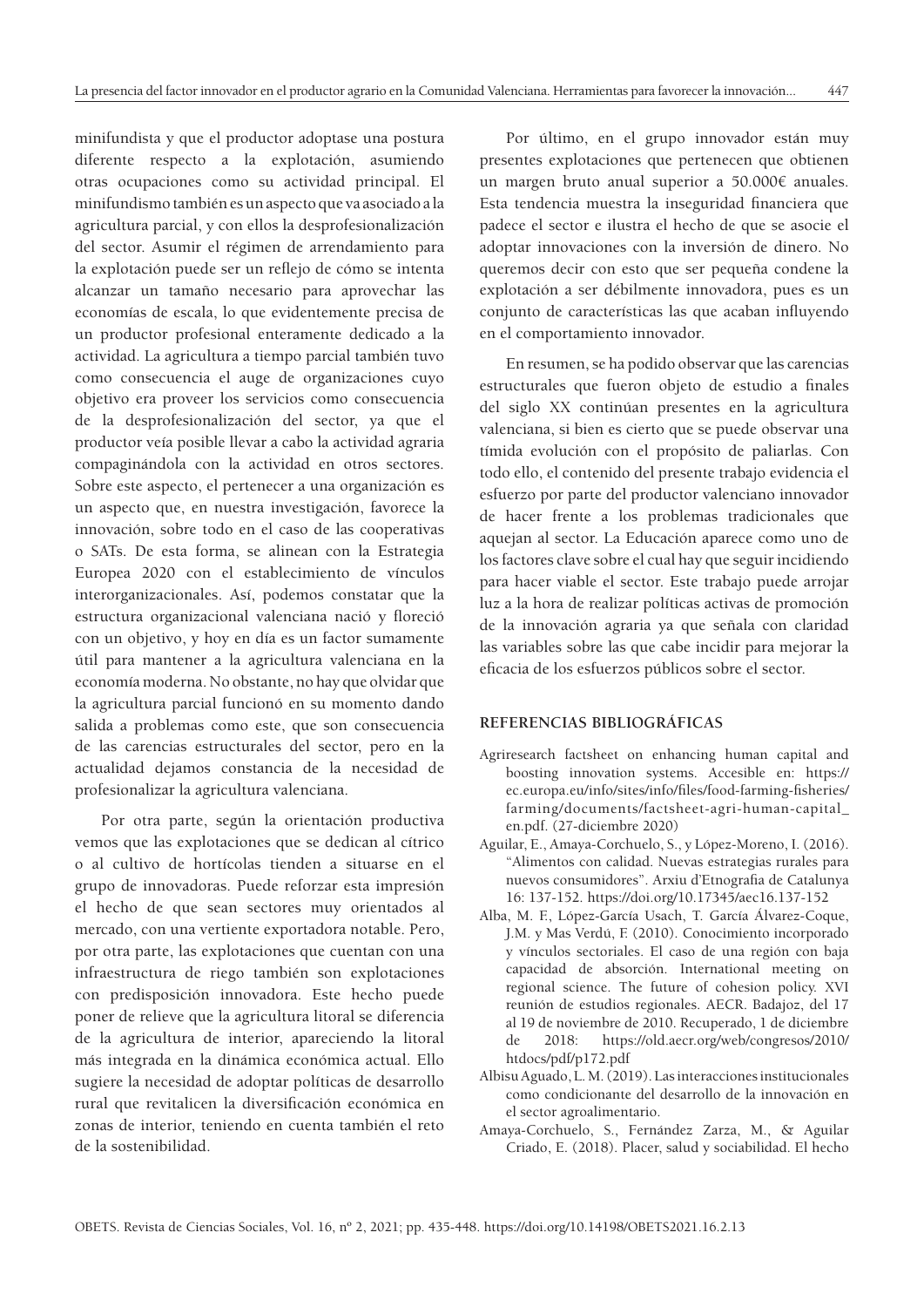minifundista y que el productor adoptase una postura diferente respecto a la explotación, asumiendo otras ocupaciones como su actividad principal. El minifundismo también es un aspecto que va asociado a la agricultura parcial, y con ellos la desprofesionalización del sector. Asumir el régimen de arrendamiento para la explotación puede ser un reflejo de cómo se intenta alcanzar un tamaño necesario para aprovechar las economías de escala, lo que evidentemente precisa de un productor profesional enteramente dedicado a la actividad. La agricultura a tiempo parcial también tuvo como consecuencia el auge de organizaciones cuyo objetivo era proveer los servicios como consecuencia de la desprofesionalización del sector, ya que el productor veía posible llevar a cabo la actividad agraria compaginándola con la actividad en otros sectores. Sobre este aspecto, el pertenecer a una organización es un aspecto que, en nuestra investigación, favorece la innovación, sobre todo en el caso de las cooperativas o SATs. De esta forma, se alinean con la Estrategia Europea 2020 con el establecimiento de vínculos interorganizacionales. Así, podemos constatar que la estructura organizacional valenciana nació y floreció con un objetivo, y hoy en día es un factor sumamente útil para mantener a la agricultura valenciana en la economía moderna. No obstante, no hay que olvidar que la agricultura parcial funcionó en su momento dando salida a problemas como este, que son consecuencia de las carencias estructurales del sector, pero en la actualidad dejamos constancia de la necesidad de profesionalizar la agricultura valenciana.

Por otra parte, según la orientación productiva vemos que las explotaciones que se dedican al cítrico o al cultivo de hortícolas tienden a situarse en el grupo de innovadoras. Puede reforzar esta impresión el hecho de que sean sectores muy orientados al mercado, con una vertiente exportadora notable. Pero, por otra parte, las explotaciones que cuentan con una infraestructura de riego también son explotaciones con predisposición innovadora. Este hecho puede poner de relieve que la agricultura litoral se diferencia de la agricultura de interior, apareciendo la litoral más integrada en la dinámica económica actual. Ello sugiere la necesidad de adoptar políticas de desarrollo rural que revitalicen la diversificación económica en zonas de interior, teniendo en cuenta también el reto de la sostenibilidad.

Por último, en el grupo innovador están muy presentes explotaciones que pertenecen que obtienen un margen bruto anual superior a 50.000€ anuales. Esta tendencia muestra la inseguridad financiera que padece el sector e ilustra el hecho de que se asocie el adoptar innovaciones con la inversión de dinero. No queremos decir con esto que ser pequeña condene la explotación a ser débilmente innovadora, pues es un conjunto de características las que acaban influyendo en el comportamiento innovador.

En resumen, se ha podido observar que las carencias estructurales que fueron objeto de estudio a finales del siglo XX continúan presentes en la agricultura valenciana, si bien es cierto que se puede observar una tímida evolución con el propósito de paliarlas. Con todo ello, el contenido del presente trabajo evidencia el esfuerzo por parte del productor valenciano innovador de hacer frente a los problemas tradicionales que aquejan al sector. La Educación aparece como uno de los factores clave sobre el cual hay que seguir incidiendo para hacer viable el sector. Este trabajo puede arrojar luz a la hora de realizar políticas activas de promoción de la innovación agraria ya que señala con claridad las variables sobre las que cabe incidir para mejorar la eficacia de los esfuerzos públicos sobre el sector.

## REFERENCIAS BIBLIOGRÁFICAS

Agriresearch factsheet on enhancing human capital and boosting innovation systems. Accesible en: https://ec.europa.eu/info/sites/info/files/food-farming-fisheries/farming/documents/factsheet-agri-human-capital_en.pdf. (27-diciembre 2020)

Aguilar, E., Amaya-Corchuelo, S., y López-Moreno, I. (2016). "Alimentos con calidad. Nuevas estrategias rurales para nuevos consumidores". Arxiu d'Etnografia de Catalunya 16: 137-152. https://doi.org/10.17345/aec16.137-152

Alba, M. F., López-García Usach, T. García Álvarez-Coque, J.M. y Mas Verdú, F. (2010). Conocimiento incorporado y vínculos sectoriales. El caso de una región con baja capacidad de absorción. International meeting on regional science. The future of cohesion policy. XVI reunión de estudios regionales. AECR. Badajoz, del 17 al 19 de noviembre de 2010. Recuperado, 1 de diciembre de 2018: https://old.aecr.org/web/congresos/2010/htdocs/pdf/p172.pdf

Albisu Aguado, L. M. (2019). Las interacciones institucionales como condicionante del desarrollo de la innovación en el sector agroalimentario.

Amaya-Corchuelo, S., Fernández Zarza, M., & Aguilar Criado, E. (2018). Placer, salud y sociabilidad. El hecho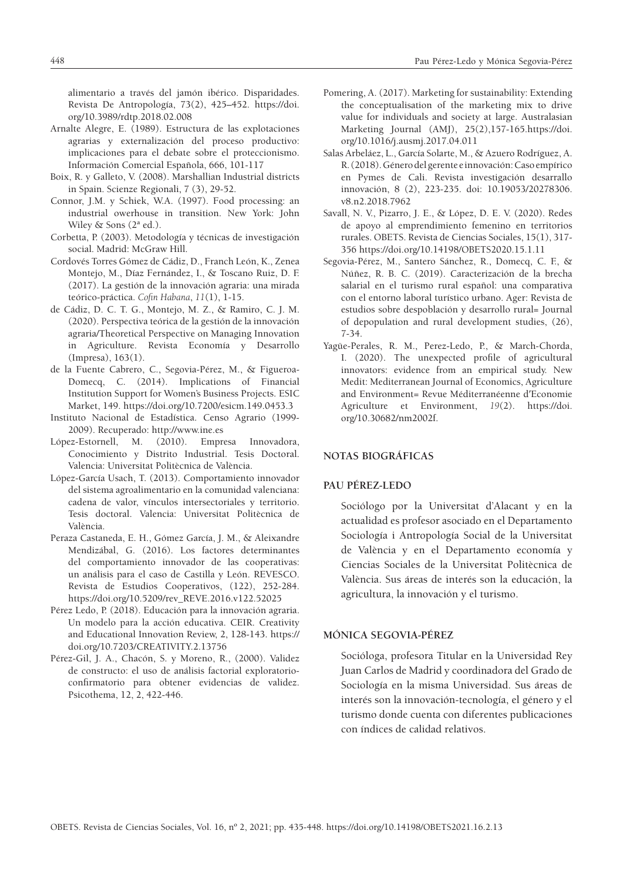alimentario a través del jamón ibérico. Disparidades. Revista De Antropología, 73(2), 425–452. https://doi.org/10.3989/rdtp.2018.02.008

Arnalte Alegre, E. (1989). Estructura de las explotaciones agrarias y externalización del proceso productivo: implicaciones para el debate sobre el proteccionismo. Información Comercial Española, 666, 101-117

Boix, R. y Galleto, V. (2008). Marshallian Industrial districts in Spain. Scienze Regionali, 7 (3), 29-52.

Connor, J.M. y Schiek, W.A. (1997). Food processing: an industrial owerhouse in transition. New York: John Wiley & Sons (2ª ed.).

Corbetta, P. (2003). Metodología y técnicas de investigación social. Madrid: McGraw Hill.

Cordovés Torres Gómez de Cádiz, D., Franch León, K., Zenea Montejo, M., Díaz Fernández, I., & Toscano Ruiz, D. F. (2017). La gestión de la innovación agraria: una mirada teórico-práctica. *Cofin Habana*, *11*(1), 1-15.

de Cádiz, D. C. T. G., Montejo, M. Z., & Ramiro, C. J. M. (2020). Perspectiva teórica de la gestión de la innovación agraria/Theoretical Perspective on Managing Innovation in Agriculture. Revista Economía y Desarrollo (Impresa), 163(1).

de la Fuente Cabrero, C., Segovia-Pérez, M., & Figueroa-Domecq, C. (2014). Implications of Financial Institution Support for Women's Business Projects. ESIC Market, 149. https://doi.org/10.7200/esicm.149.0453.3

Instituto Nacional de Estadística. Censo Agrario (1999-2009). Recuperado: http://www.ine.es

López-Estornell, M. (2010). Empresa Innovadora, Conocimiento y Distrito Industrial. Tesis Doctoral. Valencia: Universitat Politècnica de València.

López-García Usach, T. (2013). Comportamiento innovador del sistema agroalimentario en la comunidad valenciana: cadena de valor, vínculos intersectoriales y territorio. Tesis doctoral. Valencia: Universitat Politècnica de València.

Peraza Castaneda, E. H., Gómez García, J. M., & Aleixandre Mendizábal, G. (2016). Los factores determinantes del comportamiento innovador de las cooperativas: un análisis para el caso de Castilla y León. REVESCO. Revista de Estudios Cooperativos, (122), 252-284. https://doi.org/10.5209/rev_REVE.2016.v122.52025

Pérez Ledo, P. (2018). Educación para la innovación agraria. Un modelo para la acción educativa. CEIR. Creativity and Educational Innovation Review, 2, 128-143. https://doi.org/10.7203/CREATIVITY.2.13756

Pérez-Gil, J. A., Chacón, S. y Moreno, R., (2000). Validez de constructo: el uso de análisis factorial exploratorio-confirmatorio para obtener evidencias de validez. Psicothema, 12, 2, 422-446.

Pomering, A. (2017). Marketing for sustainability: Extending the conceptualisation of the marketing mix to drive value for individuals and society at large. Australasian Marketing Journal (AMJ), 25(2),157-165.https://doi.org/10.1016/j.ausmj.2017.04.011

Salas Arbeláez, L., García Solarte, M., & Azuero Rodríguez, A. R. (2018). Género del gerente e innovación: Caso empírico en Pymes de Cali. Revista investigación desarrallo innovación, 8 (2), 223-235. doi: 10.19053/20278306.v8.n2.2018.7962

Savall, N. V., Pizarro, J. E., & López, D. E. V. (2020). Redes de apoyo al emprendimiento femenino en territorios rurales. OBETS. Revista de Ciencias Sociales, 15(1), 317-356 https://doi.org/10.14198/OBETS2020.15.1.11

Segovia-Pérez, M., Santero Sánchez, R., Domecq, C. F., & Núñez, R. B. C. (2019). Caracterización de la brecha salarial en el turismo rural español: una comparativa con el entorno laboral turístico urbano. Ager: Revista de estudios sobre despoblación y desarrollo rural= Journal of depopulation and rural development studies, (26), 7-34.

Yagüe-Perales, R. M., Perez-Ledo, P., & March-Chorda, I. (2020). The unexpected profile of agricultural innovators: evidence from an empirical study. New Medit: Mediterranean Journal of Economics, Agriculture and Environment= Revue Méditerranéenne d'Economie Agriculture et Environment, *19*(2). https://doi.org/10.30682/nm2002f.

## NOTAS BIOGRÁFICAS

### PAU PÉREZ-LEDO

Sociólogo por la Universitat d'Alacant y en la actualidad es profesor asociado en el Departamento Sociología i Antropología Social de la Universitat de València y en el Departamento economía y Ciencias Sociales de la Universitat Politècnica de València. Sus áreas de interés son la educación, la agricultura, la innovación y el turismo.

### MÓNICA SEGOVIA-PÉREZ

Socióloga, profesora Titular en la Universidad Rey Juan Carlos de Madrid y coordinadora del Grado de Sociología en la misma Universidad. Sus áreas de interés son la innovación-tecnología, el género y el turismo donde cuenta con diferentes publicaciones con índices de calidad relativos.